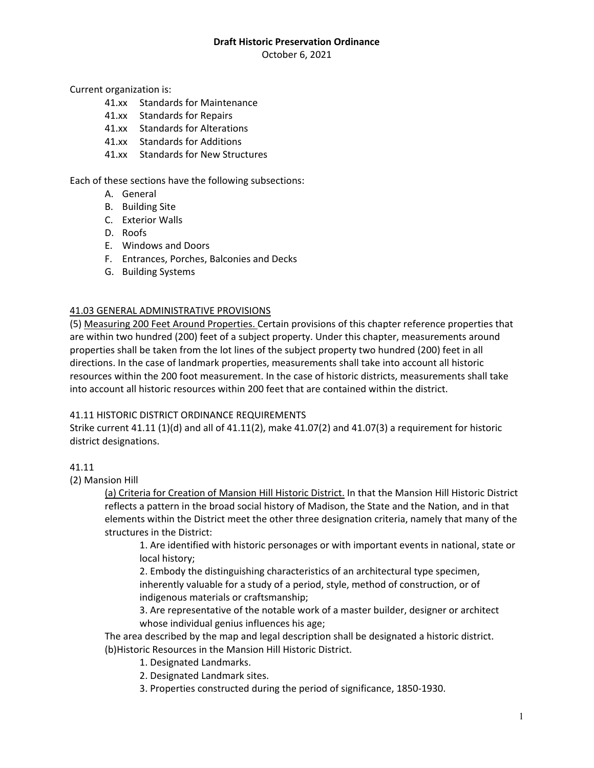**Draft Historic Preservation Ordinance**

October 6, 2021

Current organization is:

- 41.xx Standards for Maintenance
- 41.xx Standards for Repairs
- 41.xx Standards for Alterations
- 41.xx Standards for Additions
- 41.xx Standards for New Structures

Each of these sections have the following subsections:

- A. General
- B. Building Site
- C. Exterior Walls
- D. Roofs
- E. Windows and Doors
- F. Entrances, Porches, Balconies and Decks
- G. Building Systems

<u>41.03 GENERAL ADMINISTRATIVE PROVISIONS</u>

(5) <u>Measuring 200 Feet Around Properties.</u> Certain provisions of this chapter reference properties that are within two hundred (200) feet of a subject property. Under this chapter, measurements around properties shall be taken from the lot lines of the subject property two hundred (200) feet in all directions. In the case of landmark properties, measurements shall take into account all historic resources within the 200 foot measurement. In the case of historic districts, measurements shall take into account all historic resources within 200 feet that are contained within the district.

41.11 HISTORIC DISTRICT ORDINANCE REQUIREMENTS

Strike current 41.11 (1)(d) and all of 41.11(2), make 41.07(2) and 41.07(3) a requirement for historic district designations.

41.11

(2) Mansion Hill

<u>(a) Criteria for Creation of Mansion Hill Historic District.</u> In that the Mansion Hill Historic District reflects a pattern in the broad social history of Madison, the State and the Nation, and in that elements within the District meet the other three designation criteria, namely that many of the structures in the District:

1. Are identified with historic personages or with important events in national, state or local history;
2. Embody the distinguishing characteristics of an architectural type specimen, inherently valuable for a study of a period, style, method of construction, or of indigenous materials or craftsmanship;
3. Are representative of the notable work of a master builder, designer or architect whose individual genius influences his age;

The area described by the map and legal description shall be designated a historic district.

(b)Historic Resources in the Mansion Hill Historic District.

1. Designated Landmarks.
2. Designated Landmark sites.
3. Properties constructed during the period of significance, 1850-1930.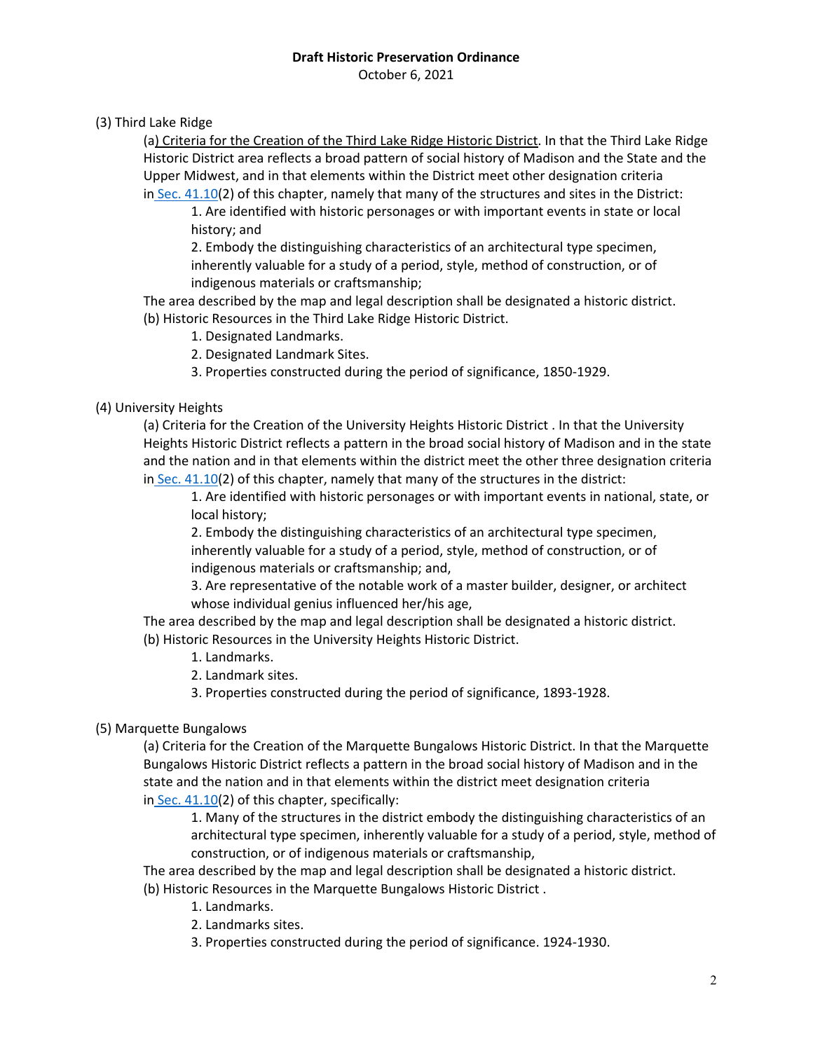(3) Third Lake Ridge

(a) Criteria for the Creation of the Third Lake Ridge Historic District. In that the Third Lake Ridge Historic District area reflects a broad pattern of social history of Madison and the State and the Upper Midwest, and in that elements within the District meet other designation criteria in Sec. 41.10(2) of this chapter, namely that many of the structures and sites in the District:

1. Are identified with historic personages or with important events in state or local history; and

2. Embody the distinguishing characteristics of an architectural type specimen, inherently valuable for a study of a period, style, method of construction, or of indigenous materials or craftsmanship;

The area described by the map and legal description shall be designated a historic district.

(b) Historic Resources in the Third Lake Ridge Historic District.

1. Designated Landmarks.

2. Designated Landmark Sites.

3. Properties constructed during the period of significance, 1850-1929.

(4) University Heights

(a) Criteria for the Creation of the University Heights Historic District . In that the University Heights Historic District reflects a pattern in the broad social history of Madison and in the state and the nation and in that elements within the district meet the other three designation criteria in Sec. 41.10(2) of this chapter, namely that many of the structures in the district:

1. Are identified with historic personages or with important events in national, state, or local history;

2. Embody the distinguishing characteristics of an architectural type specimen, inherently valuable for a study of a period, style, method of construction, or of indigenous materials or craftsmanship; and,

3. Are representative of the notable work of a master builder, designer, or architect whose individual genius influenced her/his age,

The area described by the map and legal description shall be designated a historic district.

(b) Historic Resources in the University Heights Historic District.

1. Landmarks.

2. Landmark sites.

3. Properties constructed during the period of significance, 1893-1928.

(5) Marquette Bungalows

(a) Criteria for the Creation of the Marquette Bungalows Historic District. In that the Marquette Bungalows Historic District reflects a pattern in the broad social history of Madison and in the state and the nation and in that elements within the district meet designation criteria in Sec. 41.10(2) of this chapter, specifically:

1. Many of the structures in the district embody the distinguishing characteristics of an architectural type specimen, inherently valuable for a study of a period, style, method of construction, or of indigenous materials or craftsmanship,

The area described by the map and legal description shall be designated a historic district.

(b) Historic Resources in the Marquette Bungalows Historic District .

1. Landmarks.

2. Landmarks sites.

3. Properties constructed during the period of significance. 1924-1930.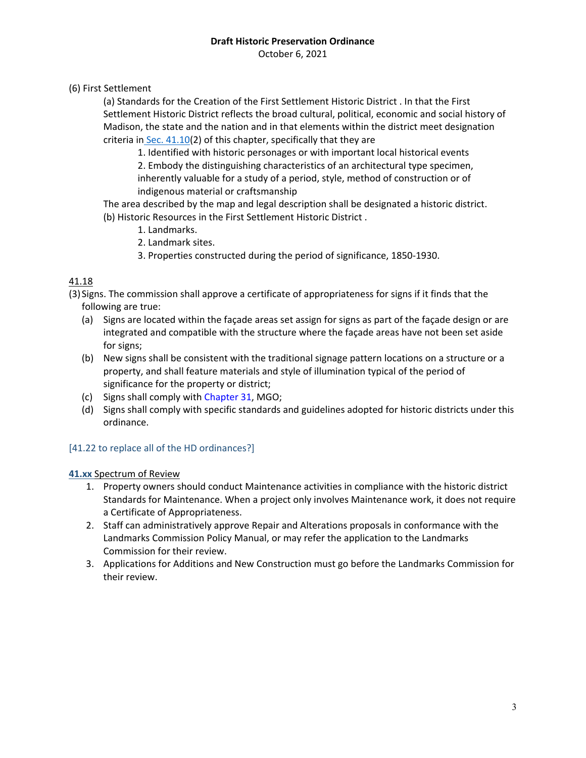(6) First Settlement

(a) Standards for the Creation of the First Settlement Historic District . In that the First Settlement Historic District reflects the broad cultural, political, economic and social history of Madison, the state and the nation and in that elements within the district meet designation criteria in Sec. 41.10(2) of this chapter, specifically that they are

1. Identified with historic personages or with important local historical events
2. Embody the distinguishing characteristics of an architectural type specimen, inherently valuable for a study of a period, style, method of construction or of indigenous material or craftsmanship

The area described by the map and legal description shall be designated a historic district.

(b) Historic Resources in the First Settlement Historic District .

1. Landmarks.
2. Landmark sites.
3. Properties constructed during the period of significance, 1850-1930.

<u>41.18</u>

(3) Signs. The commission shall approve a certificate of appropriateness for signs if it finds that the following are true:

(a) Signs are located within the façade areas set assign for signs as part of the façade design or are integrated and compatible with the structure where the façade areas have not been set aside for signs;

(b) New signs shall be consistent with the traditional signage pattern locations on a structure or a property, and shall feature materials and style of illumination typical of the period of significance for the property or district;

(c) Signs shall comply with Chapter 31, MGO;

(d) Signs shall comply with specific standards and guidelines adopted for historic districts under this ordinance.

[41.22 to replace all of the HD ordinances?]

**41.xx** <u>Spectrum of Review</u>

1. Property owners should conduct Maintenance activities in compliance with the historic district Standards for Maintenance. When a project only involves Maintenance work, it does not require a Certificate of Appropriateness.
2. Staff can administratively approve Repair and Alterations proposals in conformance with the Landmarks Commission Policy Manual, or may refer the application to the Landmarks Commission for their review.
3. Applications for Additions and New Construction must go before the Landmarks Commission for their review.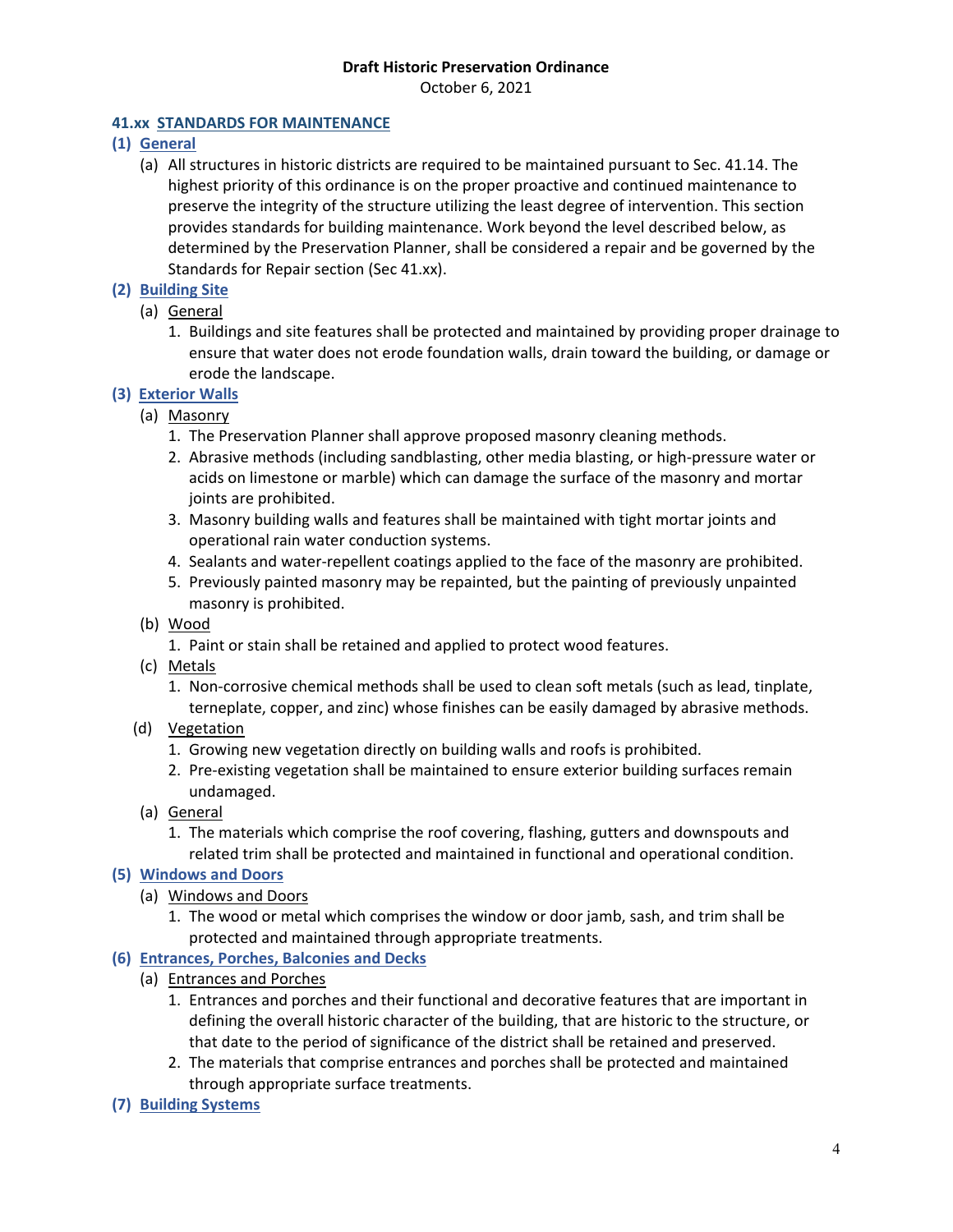**Draft Historic Preservation Ordinance**
October 6, 2021

**41.xx STANDARDS FOR MAINTENANCE**

**(1) General**

(a) All structures in historic districts are required to be maintained pursuant to Sec. 41.14. The highest priority of this ordinance is on the proper proactive and continued maintenance to preserve the integrity of the structure utilizing the least degree of intervention. This section provides standards for building maintenance. Work beyond the level described below, as determined by the Preservation Planner, shall be considered a repair and be governed by the Standards for Repair section (Sec 41.xx).

**(2) Building Site**

(a) General

1. Buildings and site features shall be protected and maintained by providing proper drainage to ensure that water does not erode foundation walls, drain toward the building, or damage or erode the landscape.

**(3) Exterior Walls**

(a) Masonry

1. The Preservation Planner shall approve proposed masonry cleaning methods.
2. Abrasive methods (including sandblasting, other media blasting, or high-pressure water or acids on limestone or marble) which can damage the surface of the masonry and mortar joints are prohibited.
3. Masonry building walls and features shall be maintained with tight mortar joints and operational rain water conduction systems.
4. Sealants and water-repellent coatings applied to the face of the masonry are prohibited.
5. Previously painted masonry may be repainted, but the painting of previously unpainted masonry is prohibited.

(b) Wood

1. Paint or stain shall be retained and applied to protect wood features.

(c) Metals

1. Non-corrosive chemical methods shall be used to clean soft metals (such as lead, tinplate, terneplate, copper, and zinc) whose finishes can be easily damaged by abrasive methods.

(d) Vegetation

1. Growing new vegetation directly on building walls and roofs is prohibited.
2. Pre-existing vegetation shall be maintained to ensure exterior building surfaces remain undamaged.

(a) General

1. The materials which comprise the roof covering, flashing, gutters and downspouts and related trim shall be protected and maintained in functional and operational condition.

**(5) Windows and Doors**

(a) Windows and Doors

1. The wood or metal which comprises the window or door jamb, sash, and trim shall be protected and maintained through appropriate treatments.

**(6) Entrances, Porches, Balconies and Decks**

(a) Entrances and Porches

1. Entrances and porches and their functional and decorative features that are important in defining the overall historic character of the building, that are historic to the structure, or that date to the period of significance of the district shall be retained and preserved.
2. The materials that comprise entrances and porches shall be protected and maintained through appropriate surface treatments.

**(7) Building Systems**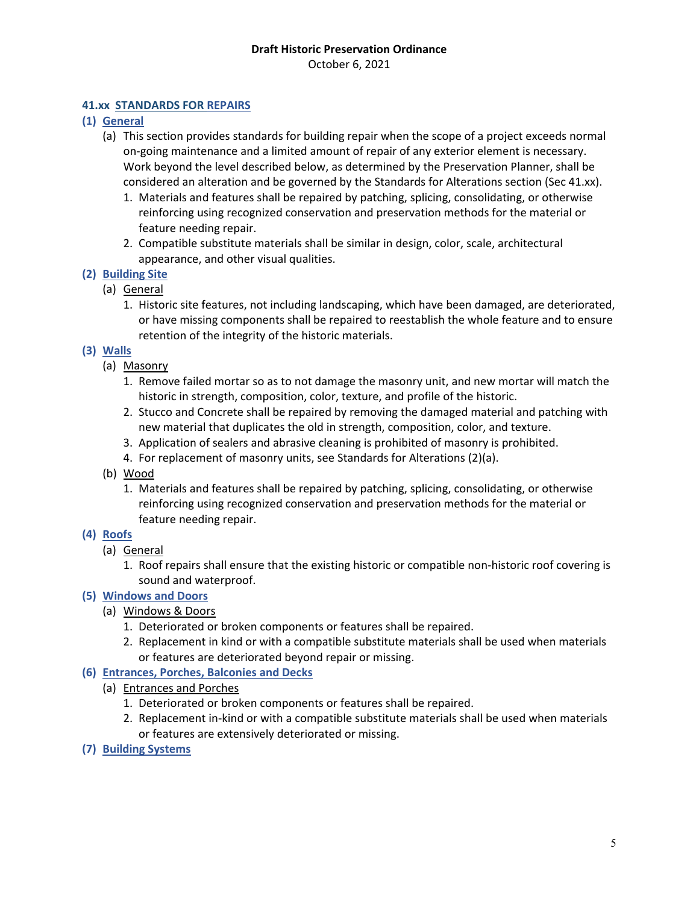## 41.xx STANDARDS FOR REPAIRS

### (1) General

(a) This section provides standards for building repair when the scope of a project exceeds normal on-going maintenance and a limited amount of repair of any exterior element is necessary. Work beyond the level described below, as determined by the Preservation Planner, shall be considered an alteration and be governed by the Standards for Alterations section (Sec 41.xx).

1. Materials and features shall be repaired by patching, splicing, consolidating, or otherwise reinforcing using recognized conservation and preservation methods for the material or feature needing repair.
2. Compatible substitute materials shall be similar in design, color, scale, architectural appearance, and other visual qualities.

### (2) Building Site

(a) General

1. Historic site features, not including landscaping, which have been damaged, are deteriorated, or have missing components shall be repaired to reestablish the whole feature and to ensure retention of the integrity of the historic materials.

### (3) Walls

(a) Masonry

1. Remove failed mortar so as to not damage the masonry unit, and new mortar will match the historic in strength, composition, color, texture, and profile of the historic.
2. Stucco and Concrete shall be repaired by removing the damaged material and patching with new material that duplicates the old in strength, composition, color, and texture.
3. Application of sealers and abrasive cleaning is prohibited of masonry is prohibited.
4. For replacement of masonry units, see Standards for Alterations (2)(a).

(b) Wood

1. Materials and features shall be repaired by patching, splicing, consolidating, or otherwise reinforcing using recognized conservation and preservation methods for the material or feature needing repair.

### (4) Roofs

(a) General

1. Roof repairs shall ensure that the existing historic or compatible non-historic roof covering is sound and waterproof.

### (5) Windows and Doors

(a) Windows & Doors

1. Deteriorated or broken components or features shall be repaired.
2. Replacement in kind or with a compatible substitute materials shall be used when materials or features are deteriorated beyond repair or missing.

### (6) Entrances, Porches, Balconies and Decks

(a) Entrances and Porches

1. Deteriorated or broken components or features shall be repaired.
2. Replacement in-kind or with a compatible substitute materials shall be used when materials or features are extensively deteriorated or missing.

### (7) Building Systems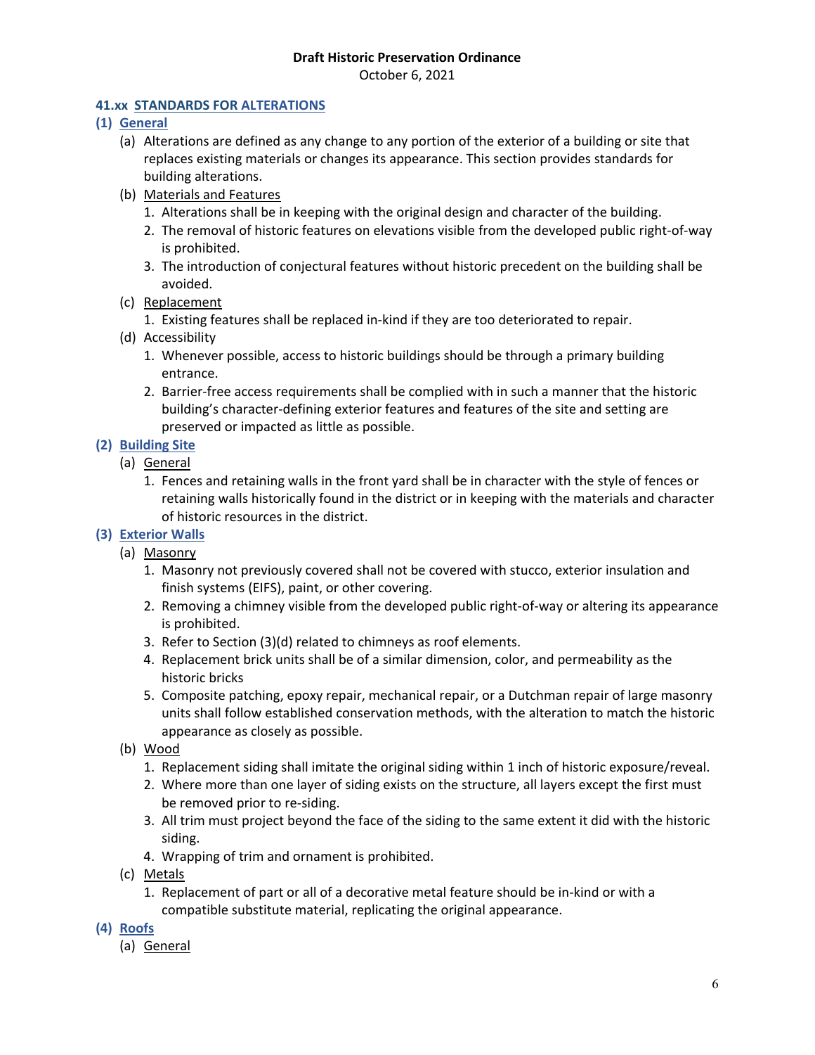**Draft Historic Preservation Ordinance**
October 6, 2021

### 41.xx STANDARDS FOR ALTERATIONS

**(1) General**

(a) Alterations are defined as any change to any portion of the exterior of a building or site that replaces existing materials or changes its appearance. This section provides standards for building alterations.

(b) Materials and Features

1. Alterations shall be in keeping with the original design and character of the building.
2. The removal of historic features on elevations visible from the developed public right-of-way is prohibited.
3. The introduction of conjectural features without historic precedent on the building shall be avoided.

(c) Replacement

1. Existing features shall be replaced in-kind if they are too deteriorated to repair.

(d) Accessibility

1. Whenever possible, access to historic buildings should be through a primary building entrance.
2. Barrier-free access requirements shall be complied with in such a manner that the historic building's character-defining exterior features and features of the site and setting are preserved or impacted as little as possible.

**(2) Building Site**

(a) General

1. Fences and retaining walls in the front yard shall be in character with the style of fences or retaining walls historically found in the district or in keeping with the materials and character of historic resources in the district.

**(3) Exterior Walls**

(a) Masonry

1. Masonry not previously covered shall not be covered with stucco, exterior insulation and finish systems (EIFS), paint, or other covering.
2. Removing a chimney visible from the developed public right-of-way or altering its appearance is prohibited.
3. Refer to Section (3)(d) related to chimneys as roof elements.
4. Replacement brick units shall be of a similar dimension, color, and permeability as the historic bricks
5. Composite patching, epoxy repair, mechanical repair, or a Dutchman repair of large masonry units shall follow established conservation methods, with the alteration to match the historic appearance as closely as possible.

(b) Wood

1. Replacement siding shall imitate the original siding within 1 inch of historic exposure/reveal.
2. Where more than one layer of siding exists on the structure, all layers except the first must be removed prior to re-siding.
3. All trim must project beyond the face of the siding to the same extent it did with the historic siding.
4. Wrapping of trim and ornament is prohibited.

(c) Metals

1. Replacement of part or all of a decorative metal feature should be in-kind or with a compatible substitute material, replicating the original appearance.

**(4) Roofs**

(a) General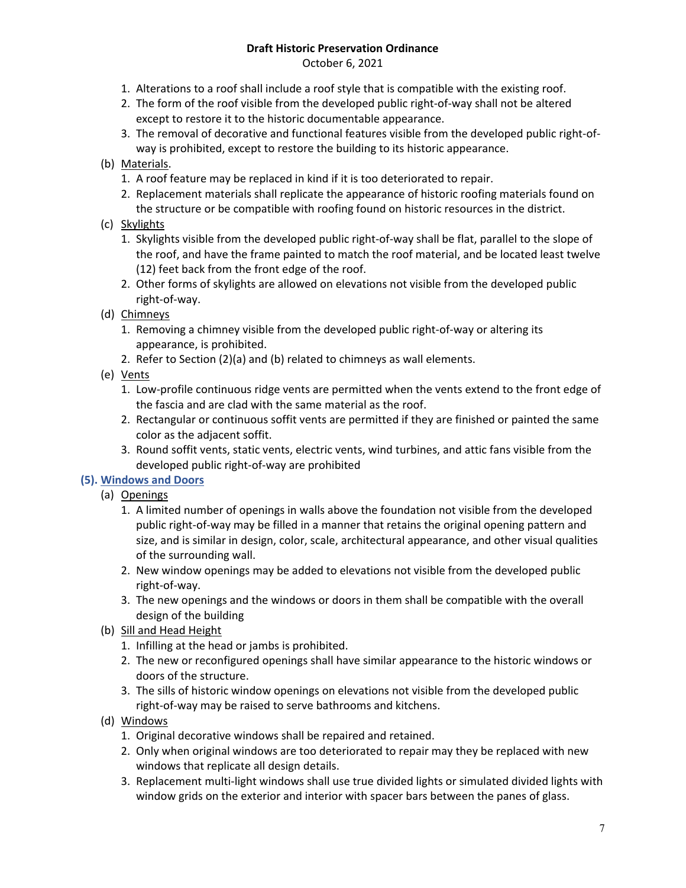1. Alterations to a roof shall include a roof style that is compatible with the existing roof.
2. The form of the roof visible from the developed public right-of-way shall not be altered except to restore it to the historic documentable appearance.
3. The removal of decorative and functional features visible from the developed public right-of-way is prohibited, except to restore the building to its historic appearance.

(b) Materials.

1. A roof feature may be replaced in kind if it is too deteriorated to repair.
2. Replacement materials shall replicate the appearance of historic roofing materials found on the structure or be compatible with roofing found on historic resources in the district.

(c) Skylights

1. Skylights visible from the developed public right-of-way shall be flat, parallel to the slope of the roof, and have the frame painted to match the roof material, and be located least twelve (12) feet back from the front edge of the roof.
2. Other forms of skylights are allowed on elevations not visible from the developed public right-of-way.

(d) Chimneys

1. Removing a chimney visible from the developed public right-of-way or altering its appearance, is prohibited.
2. Refer to Section (2)(a) and (b) related to chimneys as wall elements.

(e) Vents

1. Low-profile continuous ridge vents are permitted when the vents extend to the front edge of the fascia and are clad with the same material as the roof.
2. Rectangular or continuous soffit vents are permitted if they are finished or painted the same color as the adjacent soffit.
3. Round soffit vents, static vents, electric vents, wind turbines, and attic fans visible from the developed public right-of-way are prohibited

### (5). Windows and Doors

(a) Openings

1. A limited number of openings in walls above the foundation not visible from the developed public right-of-way may be filled in a manner that retains the original opening pattern and size, and is similar in design, color, scale, architectural appearance, and other visual qualities of the surrounding wall.
2. New window openings may be added to elevations not visible from the developed public right-of-way.
3. The new openings and the windows or doors in them shall be compatible with the overall design of the building

(b) Sill and Head Height

1. Infilling at the head or jambs is prohibited.
2. The new or reconfigured openings shall have similar appearance to the historic windows or doors of the structure.
3. The sills of historic window openings on elevations not visible from the developed public right-of-way may be raised to serve bathrooms and kitchens.

(d) Windows

1. Original decorative windows shall be repaired and retained.
2. Only when original windows are too deteriorated to repair may they be replaced with new windows that replicate all design details.
3. Replacement multi-light windows shall use true divided lights or simulated divided lights with window grids on the exterior and interior with spacer bars between the panes of glass.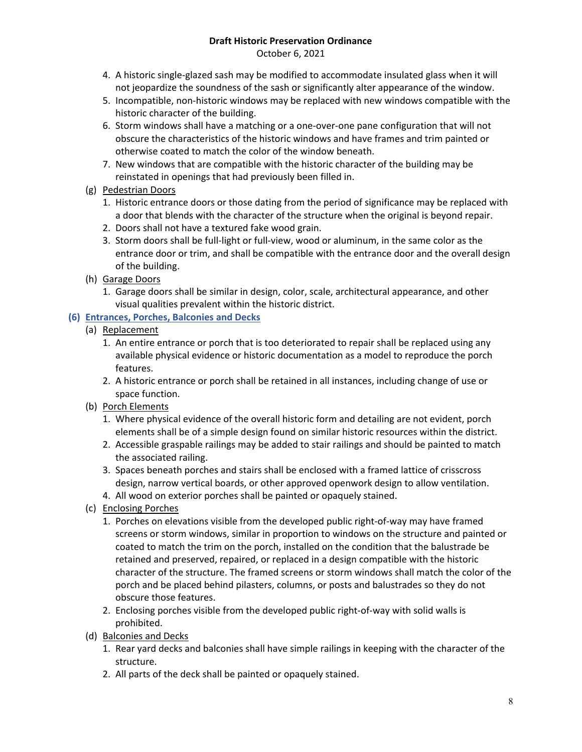4. A historic single-glazed sash may be modified to accommodate insulated glass when it will not jeopardize the soundness of the sash or significantly alter appearance of the window.
5. Incompatible, non-historic windows may be replaced with new windows compatible with the historic character of the building.
6. Storm windows shall have a matching or a one-over-one pane configuration that will not obscure the characteristics of the historic windows and have frames and trim painted or otherwise coated to match the color of the window beneath.
7. New windows that are compatible with the historic character of the building may be reinstated in openings that had previously been filled in.

(g) Pedestrian Doors

1. Historic entrance doors or those dating from the period of significance may be replaced with a door that blends with the character of the structure when the original is beyond repair.
2. Doors shall not have a textured fake wood grain.
3. Storm doors shall be full-light or full-view, wood or aluminum, in the same color as the entrance door or trim, and shall be compatible with the entrance door and the overall design of the building.

(h) Garage Doors

1. Garage doors shall be similar in design, color, scale, architectural appearance, and other visual qualities prevalent within the historic district.

### (6) Entrances, Porches, Balconies and Decks

(a) Replacement

1. An entire entrance or porch that is too deteriorated to repair shall be replaced using any available physical evidence or historic documentation as a model to reproduce the porch features.
2. A historic entrance or porch shall be retained in all instances, including change of use or space function.

(b) Porch Elements

1. Where physical evidence of the overall historic form and detailing are not evident, porch elements shall be of a simple design found on similar historic resources within the district.
2. Accessible graspable railings may be added to stair railings and should be painted to match the associated railing.
3. Spaces beneath porches and stairs shall be enclosed with a framed lattice of crisscross design, narrow vertical boards, or other approved openwork design to allow ventilation.
4. All wood on exterior porches shall be painted or opaquely stained.

(c) Enclosing Porches

1. Porches on elevations visible from the developed public right-of-way may have framed screens or storm windows, similar in proportion to windows on the structure and painted or coated to match the trim on the porch, installed on the condition that the balustrade be retained and preserved, repaired, or replaced in a design compatible with the historic character of the structure. The framed screens or storm windows shall match the color of the porch and be placed behind pilasters, columns, or posts and balustrades so they do not obscure those features.
2. Enclosing porches visible from the developed public right-of-way with solid walls is prohibited.

(d) Balconies and Decks

1. Rear yard decks and balconies shall have simple railings in keeping with the character of the structure.
2. All parts of the deck shall be painted or opaquely stained.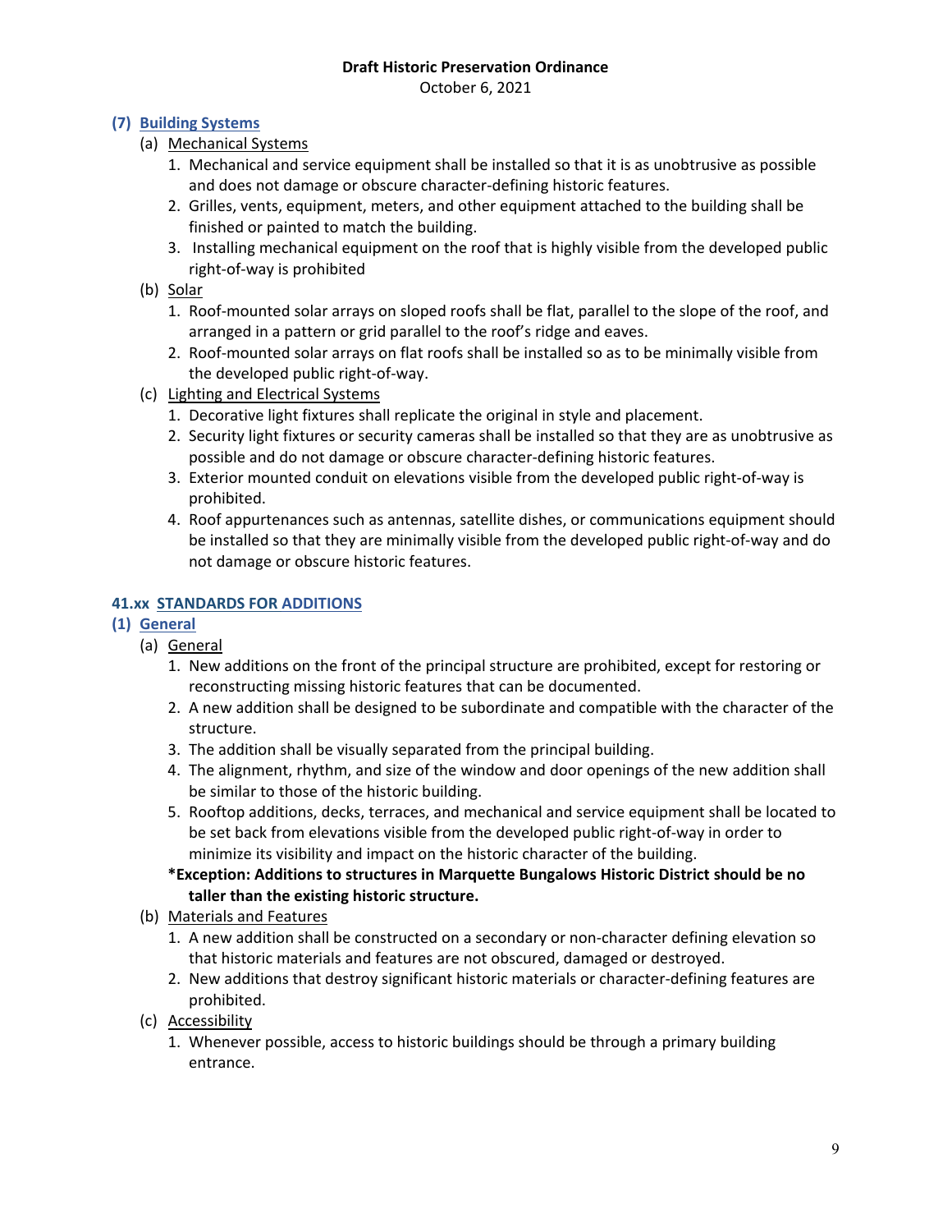**Draft Historic Preservation Ordinance**
October 6, 2021

### (7) Building Systems

(a) Mechanical Systems

1. Mechanical and service equipment shall be installed so that it is as unobtrusive as possible and does not damage or obscure character-defining historic features.
2. Grilles, vents, equipment, meters, and other equipment attached to the building shall be finished or painted to match the building.
3. Installing mechanical equipment on the roof that is highly visible from the developed public right-of-way is prohibited

(b) Solar

1. Roof-mounted solar arrays on sloped roofs shall be flat, parallel to the slope of the roof, and arranged in a pattern or grid parallel to the roof's ridge and eaves.
2. Roof-mounted solar arrays on flat roofs shall be installed so as to be minimally visible from the developed public right-of-way.

(c) Lighting and Electrical Systems

1. Decorative light fixtures shall replicate the original in style and placement.
2. Security light fixtures or security cameras shall be installed so that they are as unobtrusive as possible and do not damage or obscure character-defining historic features.
3. Exterior mounted conduit on elevations visible from the developed public right-of-way is prohibited.
4. Roof appurtenances such as antennas, satellite dishes, or communications equipment should be installed so that they are minimally visible from the developed public right-of-way and do not damage or obscure historic features.

## 41.xx STANDARDS FOR ADDITIONS

### (1) General

(a) General

1. New additions on the front of the principal structure are prohibited, except for restoring or reconstructing missing historic features that can be documented.
2. A new addition shall be designed to be subordinate and compatible with the character of the structure.
3. The addition shall be visually separated from the principal building.
4. The alignment, rhythm, and size of the window and door openings of the new addition shall be similar to those of the historic building.
5. Rooftop additions, decks, terraces, and mechanical and service equipment shall be located to be set back from elevations visible from the developed public right-of-way in order to minimize its visibility and impact on the historic character of the building.

**\*Exception: Additions to structures in Marquette Bungalows Historic District should be no taller than the existing historic structure.**

(b) Materials and Features

1. A new addition shall be constructed on a secondary or non-character defining elevation so that historic materials and features are not obscured, damaged or destroyed.
2. New additions that destroy significant historic materials or character-defining features are prohibited.

(c) Accessibility

1. Whenever possible, access to historic buildings should be through a primary building entrance.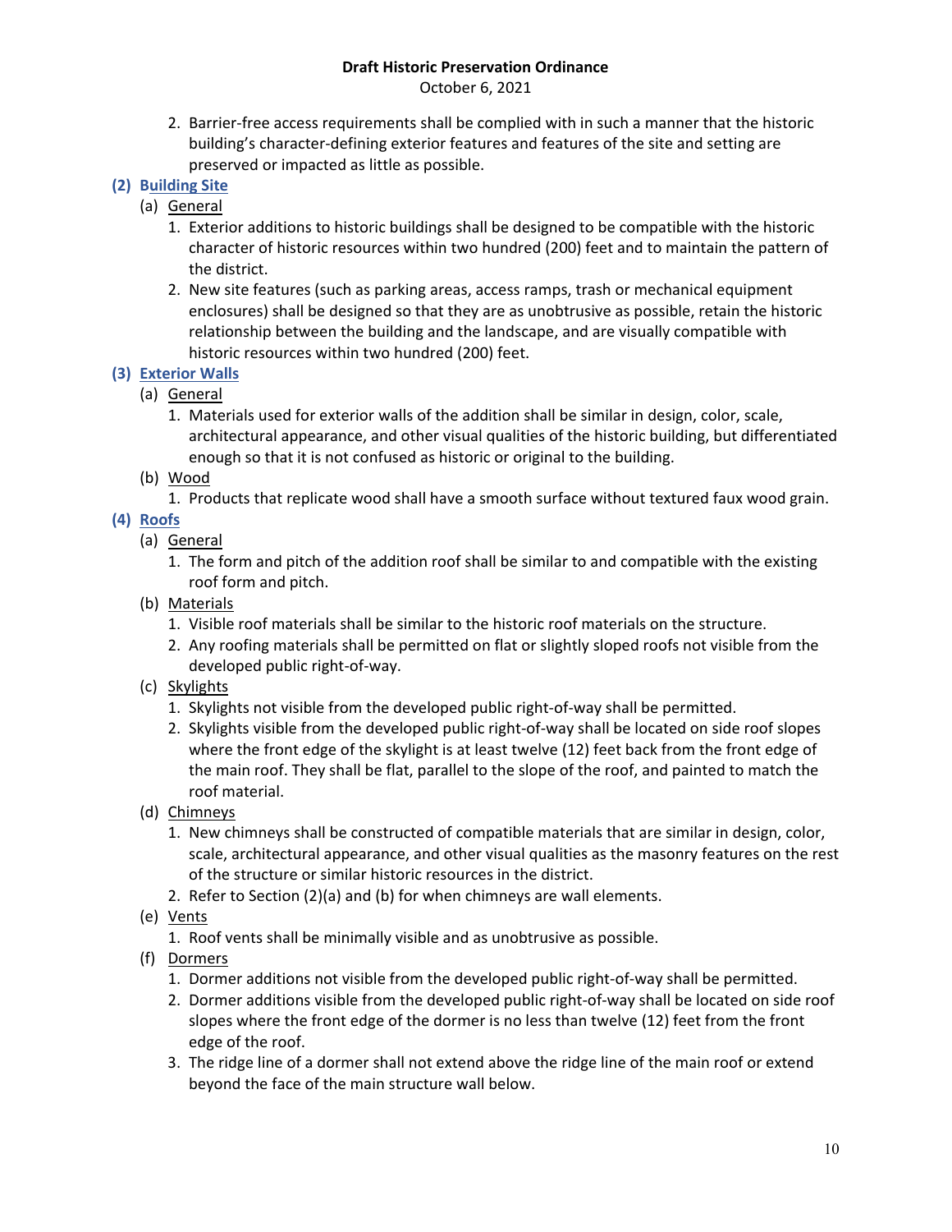2. Barrier-free access requirements shall be complied with in such a manner that the historic building's character-defining exterior features and features of the site and setting are preserved or impacted as little as possible.

**(2) Building Site**

(a) General

1. Exterior additions to historic buildings shall be designed to be compatible with the historic character of historic resources within two hundred (200) feet and to maintain the pattern of the district.
2. New site features (such as parking areas, access ramps, trash or mechanical equipment enclosures) shall be designed so that they are as unobtrusive as possible, retain the historic relationship between the building and the landscape, and are visually compatible with historic resources within two hundred (200) feet.

**(3) Exterior Walls**

(a) General

1. Materials used for exterior walls of the addition shall be similar in design, color, scale, architectural appearance, and other visual qualities of the historic building, but differentiated enough so that it is not confused as historic or original to the building.

(b) Wood

1. Products that replicate wood shall have a smooth surface without textured faux wood grain.

**(4) Roofs**

(a) General

1. The form and pitch of the addition roof shall be similar to and compatible with the existing roof form and pitch.

(b) Materials

1. Visible roof materials shall be similar to the historic roof materials on the structure.
2. Any roofing materials shall be permitted on flat or slightly sloped roofs not visible from the developed public right-of-way.

(c) Skylights

1. Skylights not visible from the developed public right-of-way shall be permitted.
2. Skylights visible from the developed public right-of-way shall be located on side roof slopes where the front edge of the skylight is at least twelve (12) feet back from the front edge of the main roof. They shall be flat, parallel to the slope of the roof, and painted to match the roof material.

(d) Chimneys

1. New chimneys shall be constructed of compatible materials that are similar in design, color, scale, architectural appearance, and other visual qualities as the masonry features on the rest of the structure or similar historic resources in the district.
2. Refer to Section (2)(a) and (b) for when chimneys are wall elements.

(e) Vents

1. Roof vents shall be minimally visible and as unobtrusive as possible.

(f) Dormers

1. Dormer additions not visible from the developed public right-of-way shall be permitted.
2. Dormer additions visible from the developed public right-of-way shall be located on side roof slopes where the front edge of the dormer is no less than twelve (12) feet from the front edge of the roof.
3. The ridge line of a dormer shall not extend above the ridge line of the main roof or extend beyond the face of the main structure wall below.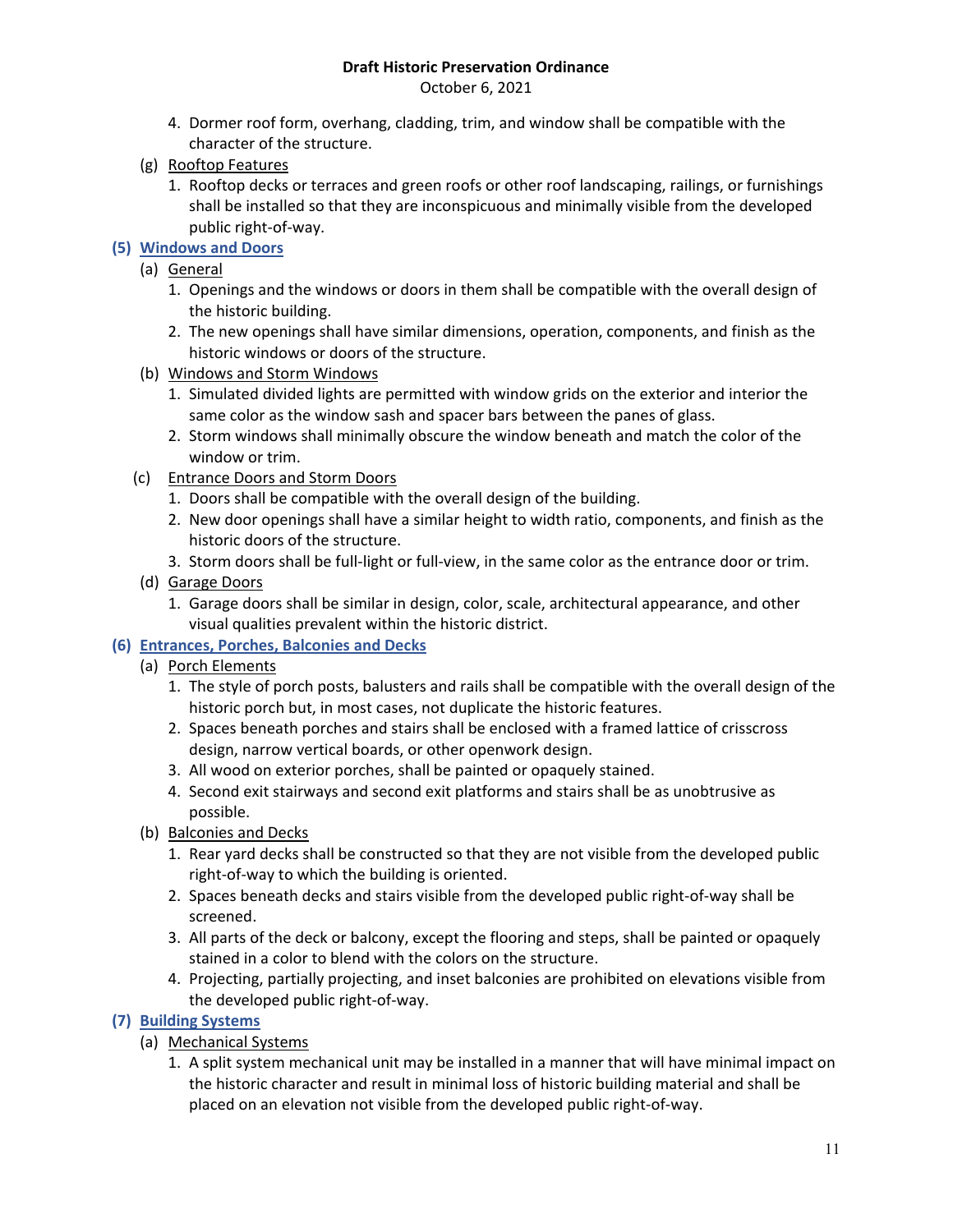4. Dormer roof form, overhang, cladding, trim, and window shall be compatible with the character of the structure.

(g) Rooftop Features

1. Rooftop decks or terraces and green roofs or other roof landscaping, railings, or furnishings shall be installed so that they are inconspicuous and minimally visible from the developed public right-of-way.

## (5) Windows and Doors

(a) General

1. Openings and the windows or doors in them shall be compatible with the overall design of the historic building.
2. The new openings shall have similar dimensions, operation, components, and finish as the historic windows or doors of the structure.

(b) Windows and Storm Windows

1. Simulated divided lights are permitted with window grids on the exterior and interior the same color as the window sash and spacer bars between the panes of glass.
2. Storm windows shall minimally obscure the window beneath and match the color of the window or trim.

(c) Entrance Doors and Storm Doors

1. Doors shall be compatible with the overall design of the building.
2. New door openings shall have a similar height to width ratio, components, and finish as the historic doors of the structure.
3. Storm doors shall be full-light or full-view, in the same color as the entrance door or trim.

(d) Garage Doors

1. Garage doors shall be similar in design, color, scale, architectural appearance, and other visual qualities prevalent within the historic district.

## (6) Entrances, Porches, Balconies and Decks

(a) Porch Elements

1. The style of porch posts, balusters and rails shall be compatible with the overall design of the historic porch but, in most cases, not duplicate the historic features.
2. Spaces beneath porches and stairs shall be enclosed with a framed lattice of crisscross design, narrow vertical boards, or other openwork design.
3. All wood on exterior porches, shall be painted or opaquely stained.
4. Second exit stairways and second exit platforms and stairs shall be as unobtrusive as possible.

(b) Balconies and Decks

1. Rear yard decks shall be constructed so that they are not visible from the developed public right-of-way to which the building is oriented.
2. Spaces beneath decks and stairs visible from the developed public right-of-way shall be screened.
3. All parts of the deck or balcony, except the flooring and steps, shall be painted or opaquely stained in a color to blend with the colors on the structure.
4. Projecting, partially projecting, and inset balconies are prohibited on elevations visible from the developed public right-of-way.

## (7) Building Systems

(a) Mechanical Systems

1. A split system mechanical unit may be installed in a manner that will have minimal impact on the historic character and result in minimal loss of historic building material and shall be placed on an elevation not visible from the developed public right-of-way.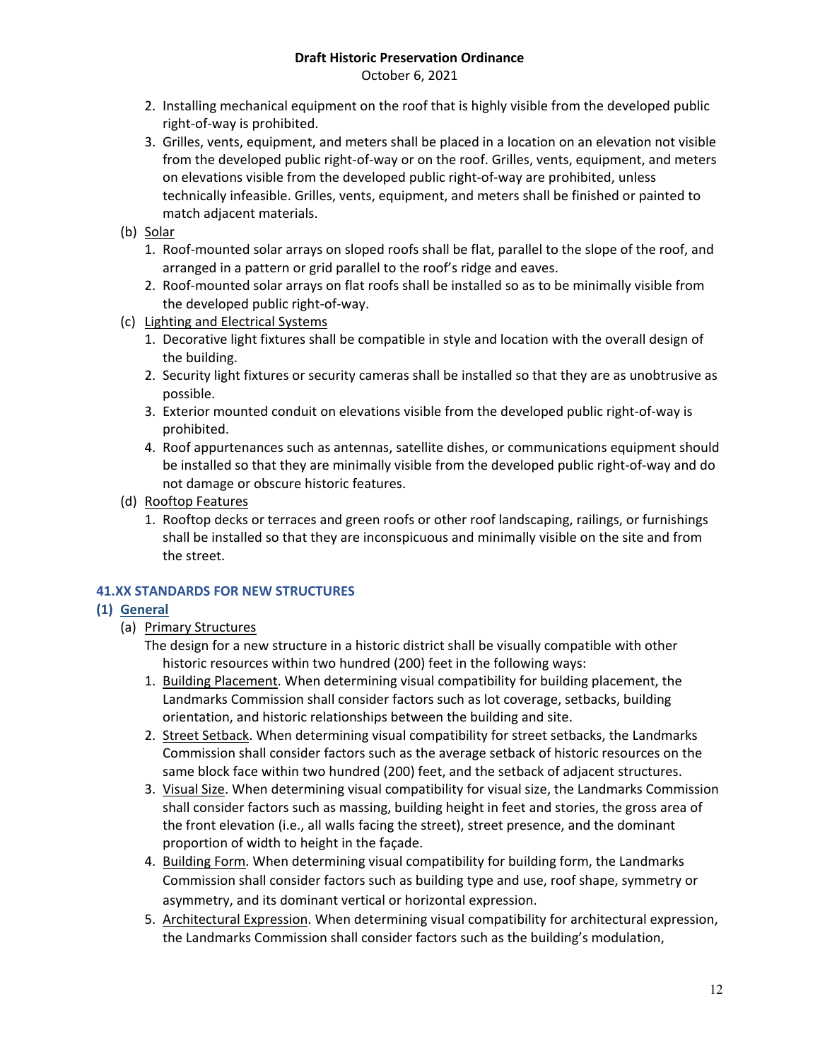2. Installing mechanical equipment on the roof that is highly visible from the developed public right-of-way is prohibited.
3. Grilles, vents, equipment, and meters shall be placed in a location on an elevation not visible from the developed public right-of-way or on the roof. Grilles, vents, equipment, and meters on elevations visible from the developed public right-of-way are prohibited, unless technically infeasible. Grilles, vents, equipment, and meters shall be finished or painted to match adjacent materials.

(b) <u>Solar</u>

1. Roof-mounted solar arrays on sloped roofs shall be flat, parallel to the slope of the roof, and arranged in a pattern or grid parallel to the roof's ridge and eaves.
2. Roof-mounted solar arrays on flat roofs shall be installed so as to be minimally visible from the developed public right-of-way.

(c) <u>Lighting and Electrical Systems</u>

1. Decorative light fixtures shall be compatible in style and location with the overall design of the building.
2. Security light fixtures or security cameras shall be installed so that they are as unobtrusive as possible.
3. Exterior mounted conduit on elevations visible from the developed public right-of-way is prohibited.
4. Roof appurtenances such as antennas, satellite dishes, or communications equipment should be installed so that they are minimally visible from the developed public right-of-way and do not damage or obscure historic features.

(d) <u>Rooftop Features</u>

1. Rooftop decks or terraces and green roofs or other roof landscaping, railings, or furnishings shall be installed so that they are inconspicuous and minimally visible on the site and from the street.

### 41.XX STANDARDS FOR NEW STRUCTURES

**(1) <u>General</u>**

(a) <u>Primary Structures</u>

The design for a new structure in a historic district shall be visually compatible with other historic resources within two hundred (200) feet in the following ways:

1. <u>Building Placement</u>. When determining visual compatibility for building placement, the Landmarks Commission shall consider factors such as lot coverage, setbacks, building orientation, and historic relationships between the building and site.
2. <u>Street Setback</u>. When determining visual compatibility for street setbacks, the Landmarks Commission shall consider factors such as the average setback of historic resources on the same block face within two hundred (200) feet, and the setback of adjacent structures.
3. <u>Visual Size</u>. When determining visual compatibility for visual size, the Landmarks Commission shall consider factors such as massing, building height in feet and stories, the gross area of the front elevation (i.e., all walls facing the street), street presence, and the dominant proportion of width to height in the façade.
4. <u>Building Form</u>. When determining visual compatibility for building form, the Landmarks Commission shall consider factors such as building type and use, roof shape, symmetry or asymmetry, and its dominant vertical or horizontal expression.
5. <u>Architectural Expression</u>. When determining visual compatibility for architectural expression, the Landmarks Commission shall consider factors such as the building's modulation,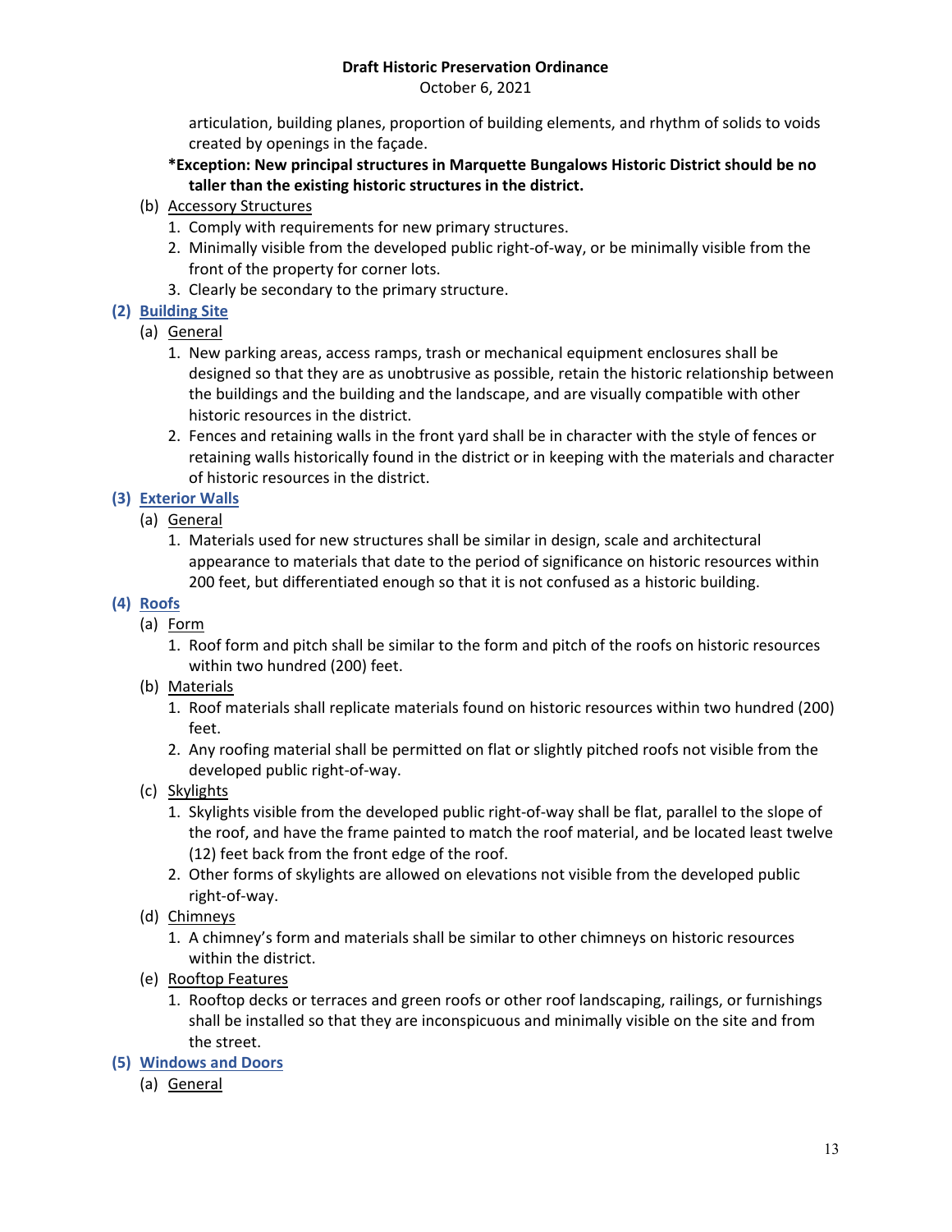articulation, building planes, proportion of building elements, and rhythm of solids to voids created by openings in the façade.

**\*Exception: New principal structures in Marquette Bungalows Historic District should be no taller than the existing historic structures in the district.**

(b) Accessory Structures

1. Comply with requirements for new primary structures.
2. Minimally visible from the developed public right-of-way, or be minimally visible from the front of the property for corner lots.
3. Clearly be secondary to the primary structure.

**(2) Building Site**

(a) General

1. New parking areas, access ramps, trash or mechanical equipment enclosures shall be designed so that they are as unobtrusive as possible, retain the historic relationship between the buildings and the building and the landscape, and are visually compatible with other historic resources in the district.
2. Fences and retaining walls in the front yard shall be in character with the style of fences or retaining walls historically found in the district or in keeping with the materials and character of historic resources in the district.

**(3) Exterior Walls**

(a) General

1. Materials used for new structures shall be similar in design, scale and architectural appearance to materials that date to the period of significance on historic resources within 200 feet, but differentiated enough so that it is not confused as a historic building.

**(4) Roofs**

(a) Form

1. Roof form and pitch shall be similar to the form and pitch of the roofs on historic resources within two hundred (200) feet.

(b) Materials

1. Roof materials shall replicate materials found on historic resources within two hundred (200) feet.
2. Any roofing material shall be permitted on flat or slightly pitched roofs not visible from the developed public right-of-way.

(c) Skylights

1. Skylights visible from the developed public right-of-way shall be flat, parallel to the slope of the roof, and have the frame painted to match the roof material, and be located least twelve (12) feet back from the front edge of the roof.
2. Other forms of skylights are allowed on elevations not visible from the developed public right-of-way.

(d) Chimneys

1. A chimney's form and materials shall be similar to other chimneys on historic resources within the district.

(e) Rooftop Features

1. Rooftop decks or terraces and green roofs or other roof landscaping, railings, or furnishings shall be installed so that they are inconspicuous and minimally visible on the site and from the street.

**(5) Windows and Doors**

(a) General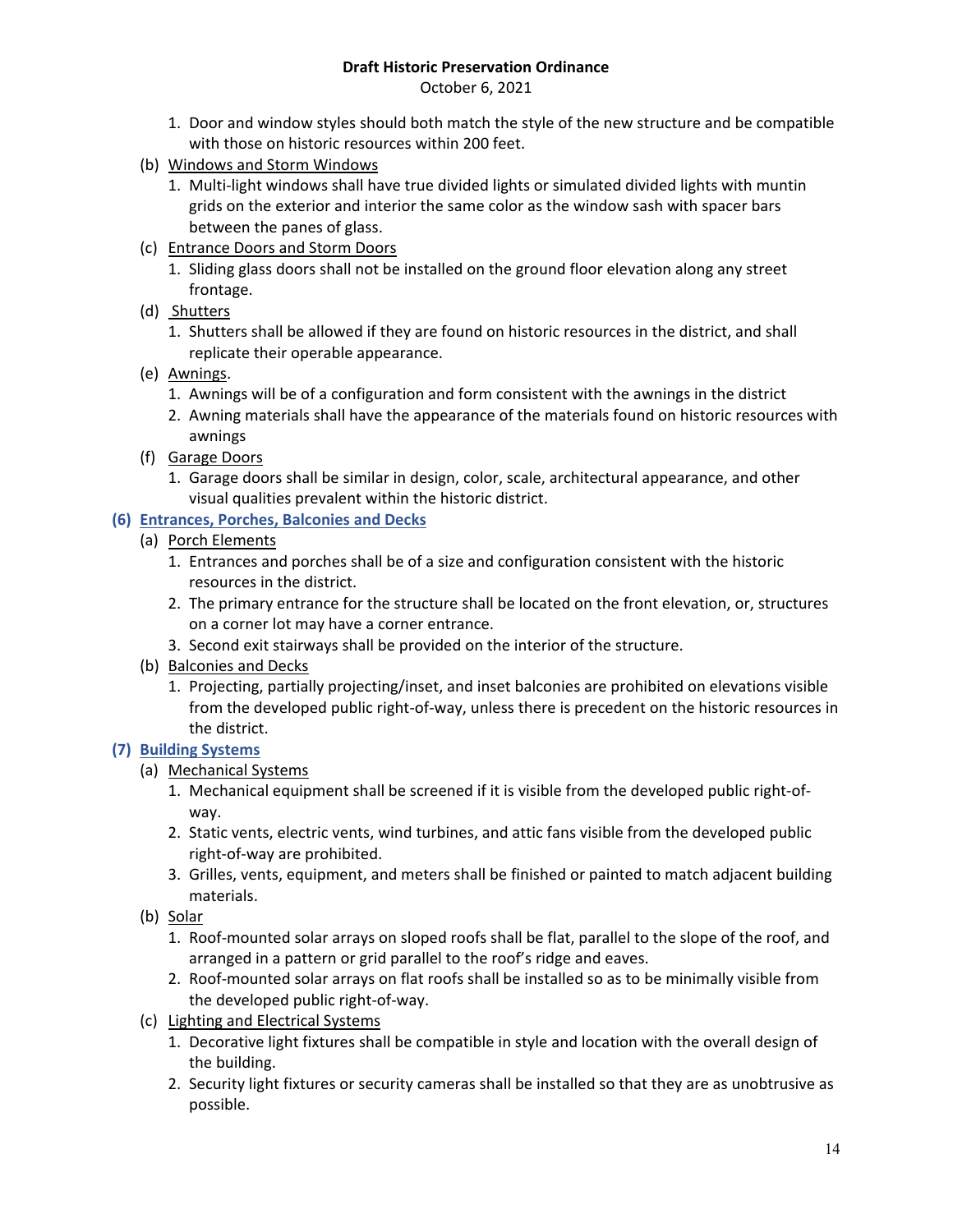1. Door and window styles should both match the style of the new structure and be compatible with those on historic resources within 200 feet.

(b) Windows and Storm Windows

1. Multi-light windows shall have true divided lights or simulated divided lights with muntin grids on the exterior and interior the same color as the window sash with spacer bars between the panes of glass.

(c) Entrance Doors and Storm Doors

1. Sliding glass doors shall not be installed on the ground floor elevation along any street frontage.

(d) Shutters

1. Shutters shall be allowed if they are found on historic resources in the district, and shall replicate their operable appearance.

(e) Awnings.

1. Awnings will be of a configuration and form consistent with the awnings in the district
2. Awning materials shall have the appearance of the materials found on historic resources with awnings

(f) Garage Doors

1. Garage doors shall be similar in design, color, scale, architectural appearance, and other visual qualities prevalent within the historic district.

**(6) Entrances, Porches, Balconies and Decks**

(a) Porch Elements

1. Entrances and porches shall be of a size and configuration consistent with the historic resources in the district.
2. The primary entrance for the structure shall be located on the front elevation, or, structures on a corner lot may have a corner entrance.
3. Second exit stairways shall be provided on the interior of the structure.

(b) Balconies and Decks

1. Projecting, partially projecting/inset, and inset balconies are prohibited on elevations visible from the developed public right-of-way, unless there is precedent on the historic resources in the district.

**(7) Building Systems**

(a) Mechanical Systems

1. Mechanical equipment shall be screened if it is visible from the developed public right-of-way.
2. Static vents, electric vents, wind turbines, and attic fans visible from the developed public right-of-way are prohibited.
3. Grilles, vents, equipment, and meters shall be finished or painted to match adjacent building materials.

(b) Solar

1. Roof-mounted solar arrays on sloped roofs shall be flat, parallel to the slope of the roof, and arranged in a pattern or grid parallel to the roof's ridge and eaves.
2. Roof-mounted solar arrays on flat roofs shall be installed so as to be minimally visible from the developed public right-of-way.

(c) Lighting and Electrical Systems

1. Decorative light fixtures shall be compatible in style and location with the overall design of the building.
2. Security light fixtures or security cameras shall be installed so that they are as unobtrusive as possible.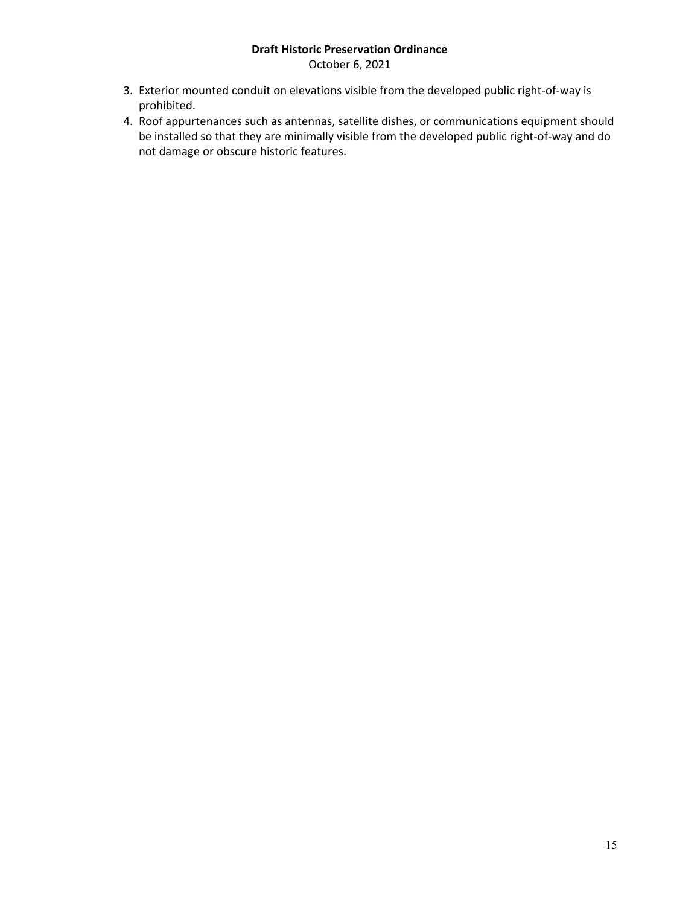3. Exterior mounted conduit on elevations visible from the developed public right-of-way is prohibited.
4. Roof appurtenances such as antennas, satellite dishes, or communications equipment should be installed so that they are minimally visible from the developed public right-of-way and do not damage or obscure historic features.